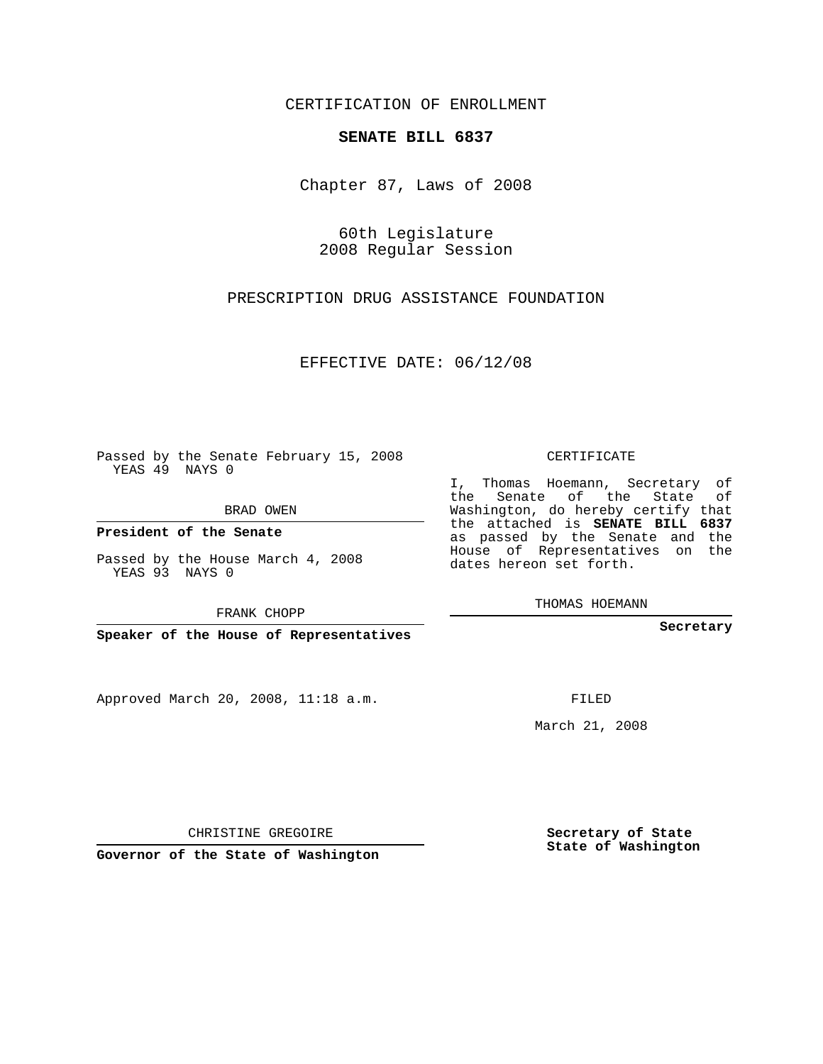CERTIFICATION OF ENROLLMENT

**SENATE BILL 6837**

Chapter 87, Laws of 2008

60th Legislature
2008 Regular Session

PRESCRIPTION DRUG ASSISTANCE FOUNDATION

EFFECTIVE DATE: 06/12/08

Passed by the Senate February 15, 2008
YEAS 49 NAYS 0

BRAD OWEN

**President of the Senate**

Passed by the House March 4, 2008
YEAS 93 NAYS 0

FRANK CHOPP

**Speaker of the House of Representatives**

Approved March 20, 2008, 11:18 a.m.

CHRISTINE GREGOIRE

**Governor of the State of Washington**

CERTIFICATE

I, Thomas Hoemann, Secretary of the Senate of the State of Washington, do hereby certify that the attached is **SENATE BILL 6837** as passed by the Senate and the House of Representatives on the dates hereon set forth.

THOMAS HOEMANN

**Secretary**

FILED

March 21, 2008

**Secretary of State**
**State of Washington**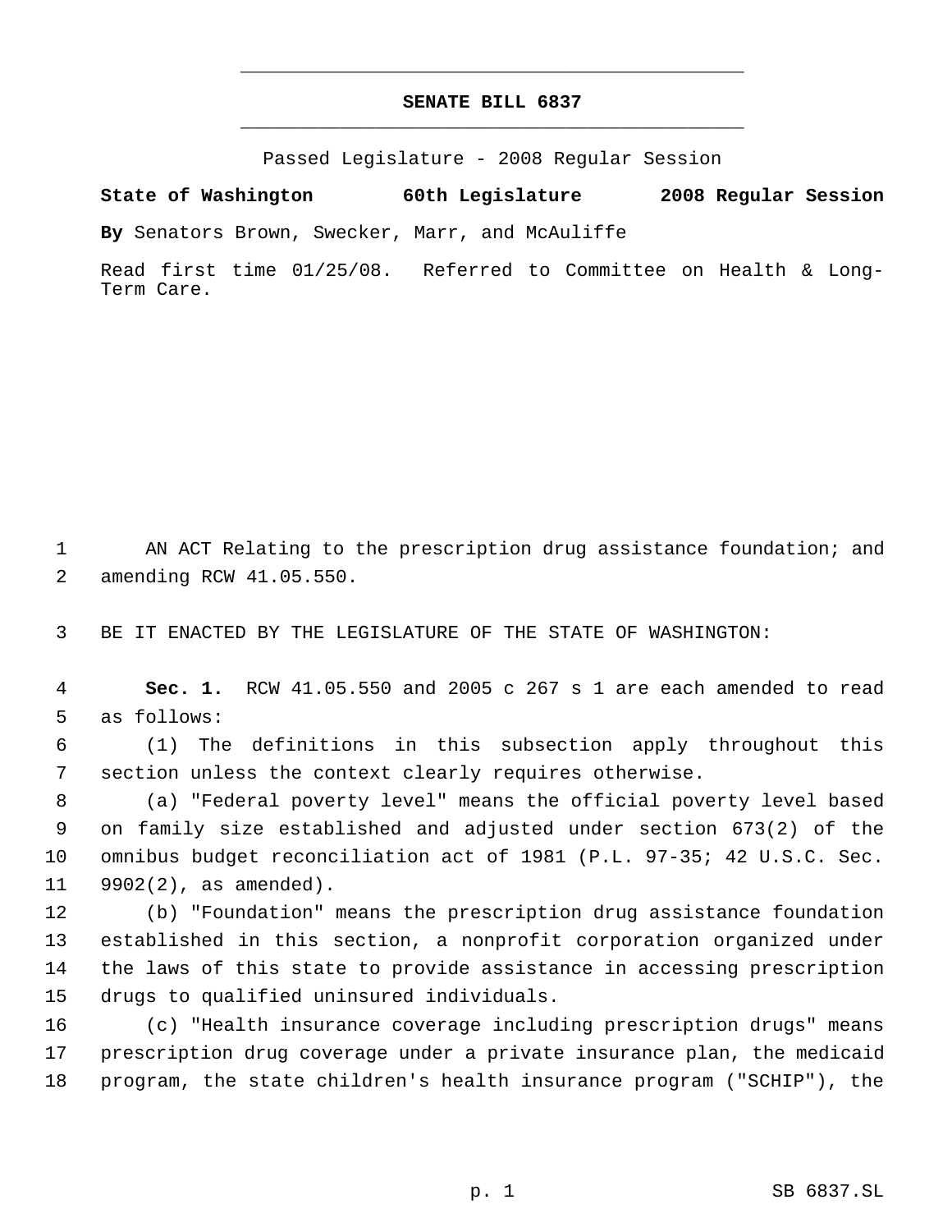# SENATE BILL 6837

Passed Legislature - 2008 Regular Session

**State of Washington 60th Legislature 2008 Regular Session**

**By** Senators Brown, Swecker, Marr, and McAuliffe

Read first time 01/25/08. Referred to Committee on Health & Long-Term Care.

AN ACT Relating to the prescription drug assistance foundation; and amending RCW 41.05.550.

BE IT ENACTED BY THE LEGISLATURE OF THE STATE OF WASHINGTON:

**Sec. 1.** RCW 41.05.550 and 2005 c 267 s 1 are each amended to read as follows:

(1) The definitions in this subsection apply throughout this section unless the context clearly requires otherwise.

(a) "Federal poverty level" means the official poverty level based on family size established and adjusted under section 673(2) of the omnibus budget reconciliation act of 1981 (P.L. 97-35; 42 U.S.C. Sec. 9902(2), as amended).

(b) "Foundation" means the prescription drug assistance foundation established in this section, a nonprofit corporation organized under the laws of this state to provide assistance in accessing prescription drugs to qualified uninsured individuals.

(c) "Health insurance coverage including prescription drugs" means prescription drug coverage under a private insurance plan, the medicaid program, the state children's health insurance program ("SCHIP"), the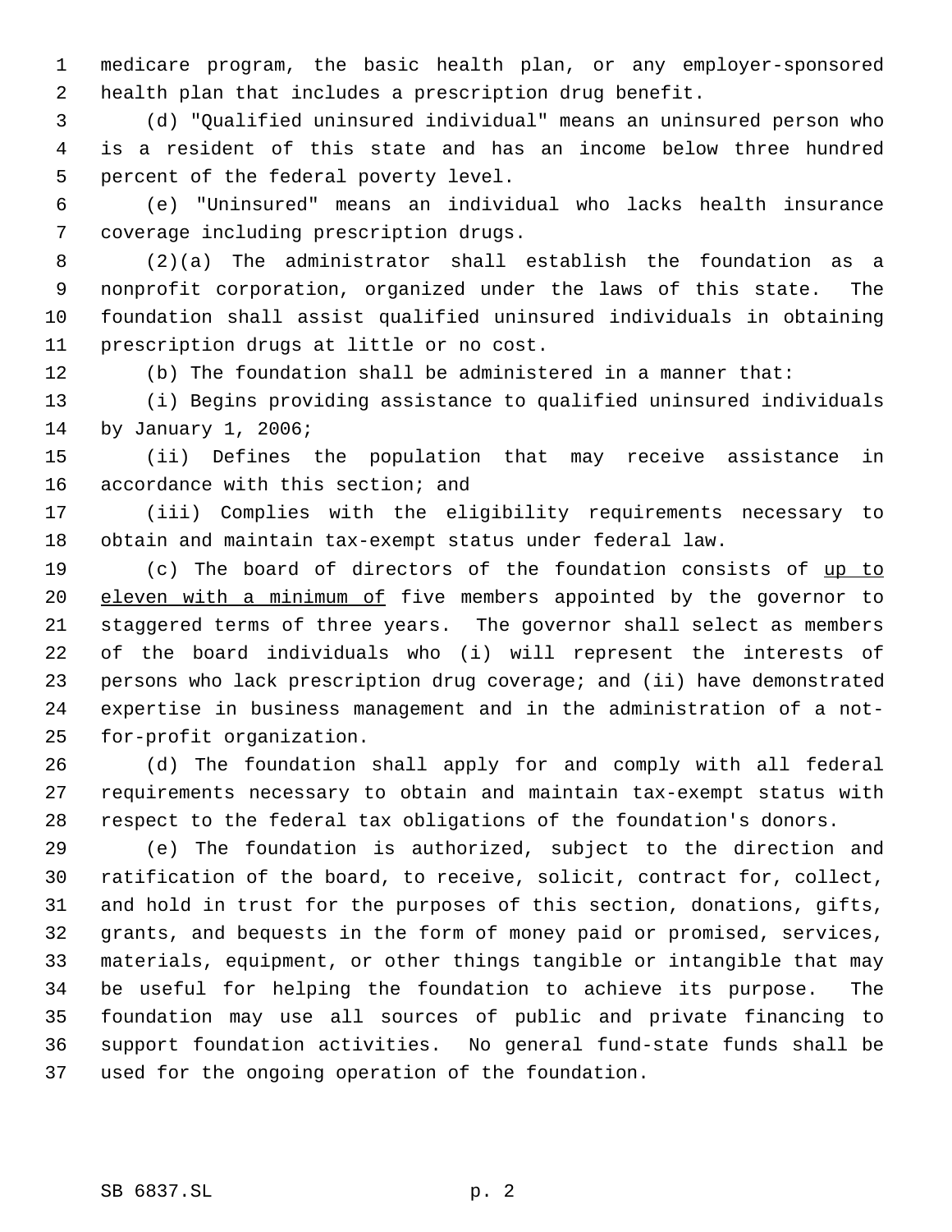medicare program, the basic health plan, or any employer-sponsored health plan that includes a prescription drug benefit.

(d) "Qualified uninsured individual" means an uninsured person who is a resident of this state and has an income below three hundred percent of the federal poverty level.

(e) "Uninsured" means an individual who lacks health insurance coverage including prescription drugs.

(2)(a) The administrator shall establish the foundation as a nonprofit corporation, organized under the laws of this state. The foundation shall assist qualified uninsured individuals in obtaining prescription drugs at little or no cost.

(b) The foundation shall be administered in a manner that:

(i) Begins providing assistance to qualified uninsured individuals by January 1, 2006;

(ii) Defines the population that may receive assistance in accordance with this section; and

(iii) Complies with the eligibility requirements necessary to obtain and maintain tax-exempt status under federal law.

(c) The board of directors of the foundation consists of <u>up to eleven with a minimum of</u> five members appointed by the governor to staggered terms of three years. The governor shall select as members of the board individuals who (i) will represent the interests of persons who lack prescription drug coverage; and (ii) have demonstrated expertise in business management and in the administration of a not-for-profit organization.

(d) The foundation shall apply for and comply with all federal requirements necessary to obtain and maintain tax-exempt status with respect to the federal tax obligations of the foundation's donors.

(e) The foundation is authorized, subject to the direction and ratification of the board, to receive, solicit, contract for, collect, and hold in trust for the purposes of this section, donations, gifts, grants, and bequests in the form of money paid or promised, services, materials, equipment, or other things tangible or intangible that may be useful for helping the foundation to achieve its purpose. The foundation may use all sources of public and private financing to support foundation activities. No general fund-state funds shall be used for the ongoing operation of the foundation.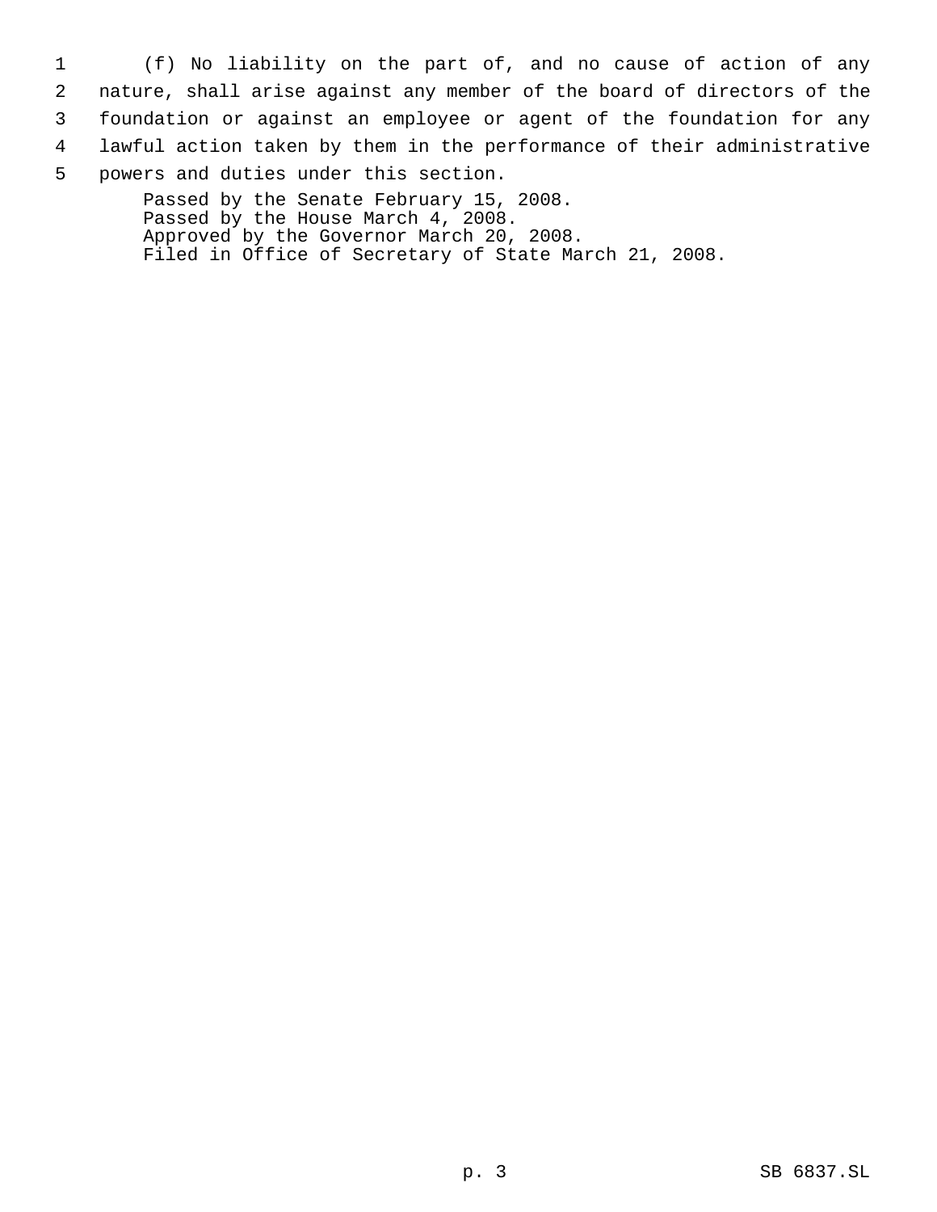(f) No liability on the part of, and no cause of action of any nature, shall arise against any member of the board of directors of the foundation or against an employee or agent of the foundation for any lawful action taken by them in the performance of their administrative powers and duties under this section.

Passed by the Senate February 15, 2008.
Passed by the House March 4, 2008.
Approved by the Governor March 20, 2008.
Filed in Office of Secretary of State March 21, 2008.